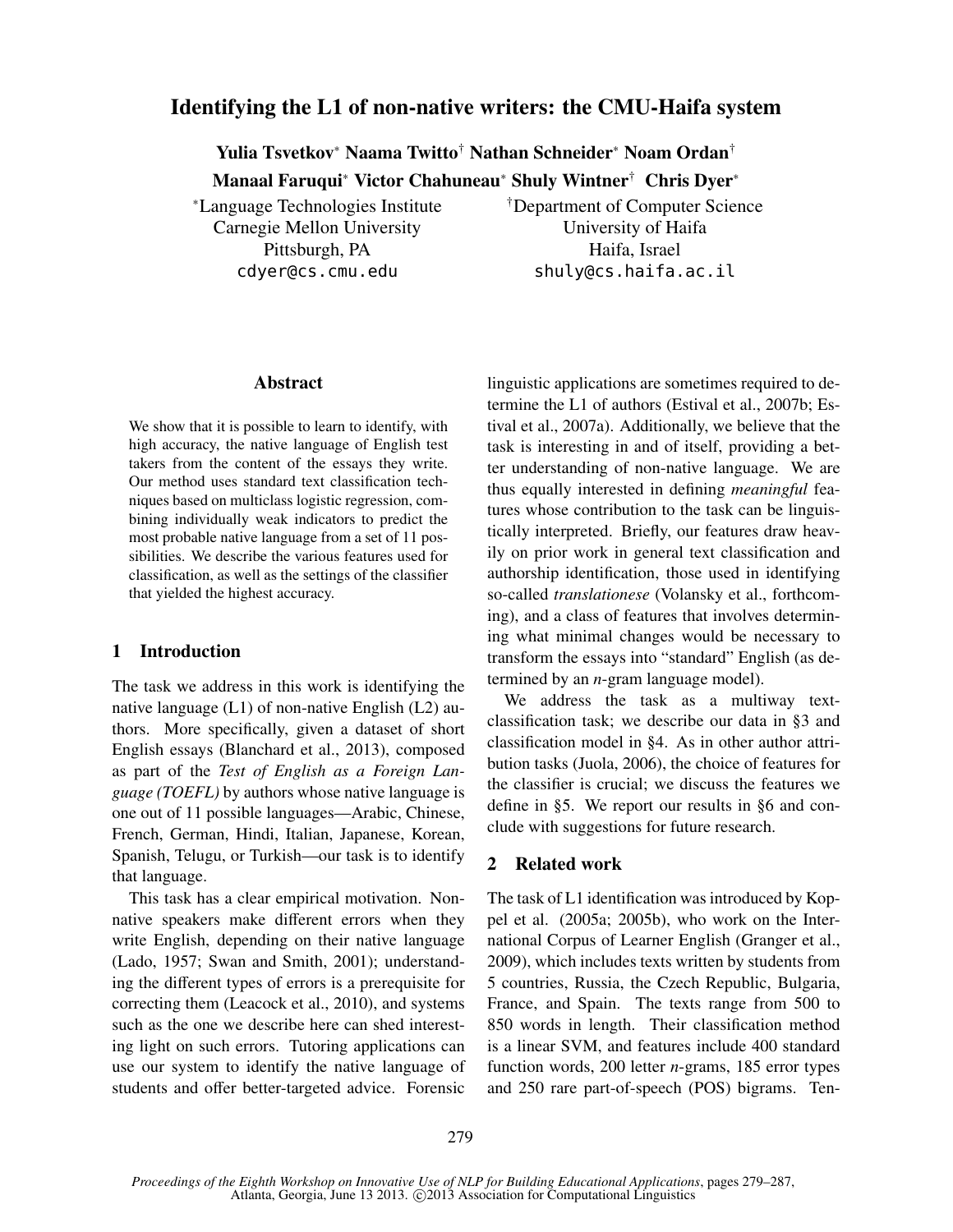# Identifying the L1 of non-native writers: the CMU-Haifa system

**Yulia Tsvetkov**[*] **Naama Twitto**[†] **Nathan Schneider**[*] **Noam Ordan**[†]
**Manaal Faruqui**[*] **Victor Chahuneau**[*] **Shuly Wintner**[†] **Chris Dyer**[*]

[*]Language Technologies Institute
Carnegie Mellon University
Pittsburgh, PA
cdyer@cs.cmu.edu

[†]Department of Computer Science
University of Haifa
Haifa, Israel
shuly@cs.haifa.ac.il

## Abstract

We show that it is possible to learn to identify, with high accuracy, the native language of English test takers from the content of the essays they write. Our method uses standard text classification techniques based on multiclass logistic regression, combining individually weak indicators to predict the most probable native language from a set of 11 possibilities. We describe the various features used for classification, as well as the settings of the classifier that yielded the highest accuracy.

## 1 Introduction

The task we address in this work is identifying the native language (L1) of non-native English (L2) authors. More specifically, given a dataset of short English essays (Blanchard et al., 2013), composed as part of the *Test of English as a Foreign Language (TOEFL)* by authors whose native language is one out of 11 possible languages—Arabic, Chinese, French, German, Hindi, Italian, Japanese, Korean, Spanish, Telugu, or Turkish—our task is to identify that language.

This task has a clear empirical motivation. Non-native speakers make different errors when they write English, depending on their native language (Lado, 1957; Swan and Smith, 2001); understanding the different types of errors is a prerequisite for correcting them (Leacock et al., 2010), and systems such as the one we describe here can shed interesting light on such errors. Tutoring applications can use our system to identify the native language of students and offer better-targeted advice. Forensic linguistic applications are sometimes required to determine the L1 of authors (Estival et al., 2007b; Estival et al., 2007a). Additionally, we believe that the task is interesting in and of itself, providing a better understanding of non-native language. We are thus equally interested in defining *meaningful* features whose contribution to the task can be linguistically interpreted. Briefly, our features draw heavily on prior work in general text classification and authorship identification, those used in identifying so-called *translationese* (Volansky et al., forthcoming), and a class of features that involves determining what minimal changes would be necessary to transform the essays into "standard" English (as determined by an *n*-gram language model).

We address the task as a multiway text-classification task; we describe our data in §3 and classification model in §4. As in other author attribution tasks (Juola, 2006), the choice of features for the classifier is crucial; we discuss the features we define in §5. We report our results in §6 and conclude with suggestions for future research.

## 2 Related work

The task of L1 identification was introduced by Koppel et al. (2005a; 2005b), who work on the International Corpus of Learner English (Granger et al., 2009), which includes texts written by students from 5 countries, Russia, the Czech Republic, Bulgaria, France, and Spain. The texts range from 500 to 850 words in length. Their classification method is a linear SVM, and features include 400 standard function words, 200 letter *n*-grams, 185 error types and 250 rare part-of-speech (POS) bigrams. Ten-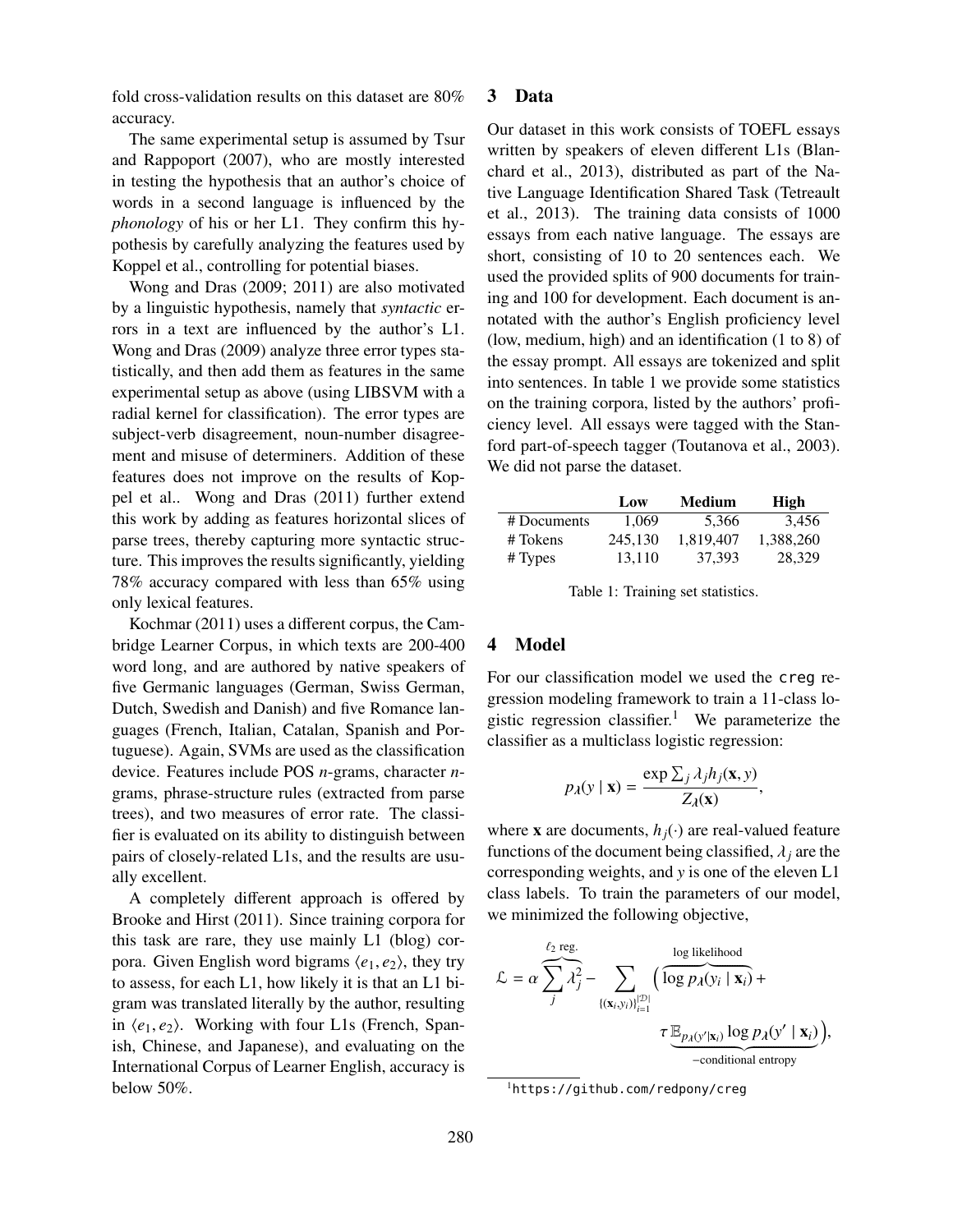fold cross-validation results on this dataset are 80% accuracy.

The same experimental setup is assumed by Tsur and Rappoport (2007), who are mostly interested in testing the hypothesis that an author's choice of words in a second language is influenced by the *phonology* of his or her L1. They confirm this hypothesis by carefully analyzing the features used by Koppel et al., controlling for potential biases.

Wong and Dras (2009; 2011) are also motivated by a linguistic hypothesis, namely that *syntactic* errors in a text are influenced by the author's L1. Wong and Dras (2009) analyze three error types statistically, and then add them as features in the same experimental setup as above (using LIBSVM with a radial kernel for classification). The error types are subject-verb disagreement, noun-number disagreement and misuse of determiners. Addition of these features does not improve on the results of Koppel et al.. Wong and Dras (2011) further extend this work by adding as features horizontal slices of parse trees, thereby capturing more syntactic structure. This improves the results significantly, yielding 78% accuracy compared with less than 65% using only lexical features.

Kochmar (2011) uses a different corpus, the Cambridge Learner Corpus, in which texts are 200-400 word long, and are authored by native speakers of five Germanic languages (German, Swiss German, Dutch, Swedish and Danish) and five Romance languages (French, Italian, Catalan, Spanish and Portuguese). Again, SVMs are used as the classification device. Features include POS *n*-grams, character *n*-grams, phrase-structure rules (extracted from parse trees), and two measures of error rate. The classifier is evaluated on its ability to distinguish between pairs of closely-related L1s, and the results are usually excellent.

A completely different approach is offered by Brooke and Hirst (2011). Since training corpora for this task are rare, they use mainly L1 (blog) corpora. Given English word bigrams $\langle e_1, e_2 \rangle$, they try to assess, for each L1, how likely it is that an L1 bigram was translated literally by the author, resulting in $\langle e_1, e_2 \rangle$. Working with four L1s (French, Spanish, Chinese, and Japanese), and evaluating on the International Corpus of Learner English, accuracy is below 50%.

## 3 Data

Our dataset in this work consists of TOEFL essays written by speakers of eleven different L1s (Blanchard et al., 2013), distributed as part of the Native Language Identification Shared Task (Tetreault et al., 2013). The training data consists of 1000 essays from each native language. The essays are short, consisting of 10 to 20 sentences each. We used the provided splits of 900 documents for training and 100 for development. Each document is annotated with the author's English proficiency level (low, medium, high) and an identification (1 to 8) of the essay prompt. All essays are tokenized and split into sentences. In table 1 we provide some statistics on the training corpora, listed by the authors' proficiency level. All essays were tagged with the Stanford part-of-speech tagger (Toutanova et al., 2003). We did not parse the dataset.

| | **Low** | **Medium** | **High** |
|---|---|---|---|
| # Documents | 1,069 | 5,366 | 3,456 |
| # Tokens | 245,130 | 1,819,407 | 1,388,260 |
| # Types | 13,110 | 37,393 | 28,329 |

Table 1: Training set statistics.

## 4 Model

For our classification model we used the `creg` regression modeling framework to train a 11-class logistic regression classifier.[1] We parameterize the classifier as a multiclass logistic regression:

$$p_\lambda(y \mid \mathbf{x}) = \frac{\exp \sum_j \lambda_j h_j(\mathbf{x}, y)}{Z_\lambda(\mathbf{x})},$$

where $\mathbf{x}$ are documents, $h_j(\cdot)$ are real-valued feature functions of the document being classified, $\lambda_j$ are the corresponding weights, and $y$ is one of the eleven L1 class labels. To train the parameters of our model, we minimized the following objective,

$$\mathcal{L} = \alpha \overbrace{\sum_j \lambda_j^2}^{\ell_2 \text{ reg.}} - \sum_{\{(\mathbf{x}_i, y_i)\}_{i=1}^{|\mathcal{D}|}} \Big( \overbrace{\log p_\lambda(y_i \mid \mathbf{x}_i)}^{\text{log likelihood}} + \tau \underbrace{\mathbb{E}_{p_\lambda(y' \mid \mathbf{x}_i)} \log p_\lambda(y' \mid \mathbf{x}_i)}_{-\text{conditional entropy}} \Big),$$

[1] https://github.com/redpony/creg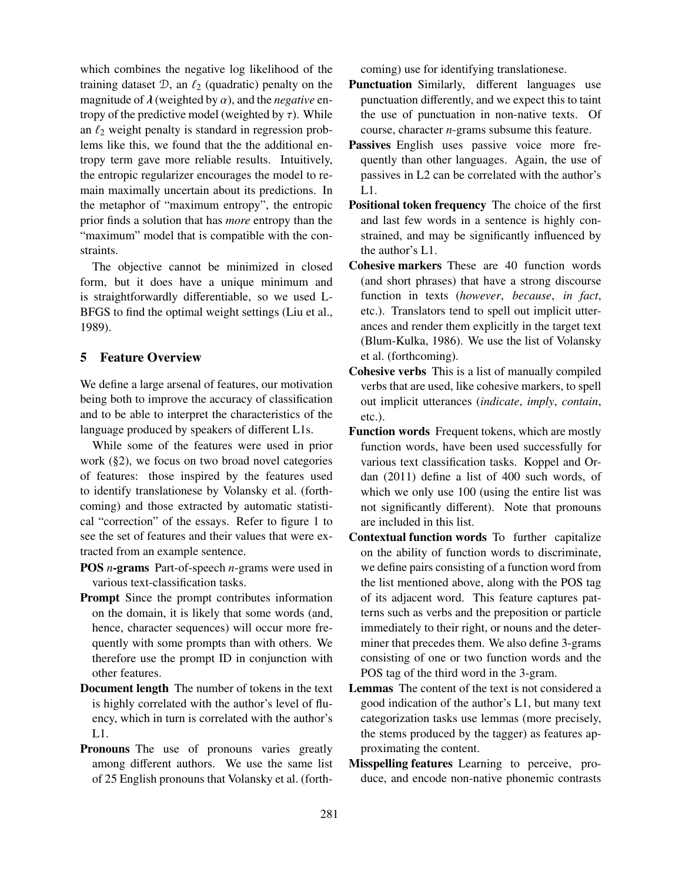which combines the negative log likelihood of the training dataset $\mathcal{D}$, an $\ell_2$ (quadratic) penalty on the magnitude of $\boldsymbol{\lambda}$ (weighted by $\alpha$), and the *negative* entropy of the predictive model (weighted by $\tau$). While an $\ell_2$ weight penalty is standard in regression problems like this, we found that the the additional entropy term gave more reliable results. Intuitively, the entropic regularizer encourages the model to remain maximally uncertain about its predictions. In the metaphor of "maximum entropy", the entropic prior finds a solution that has *more* entropy than the "maximum" model that is compatible with the constraints.

The objective cannot be minimized in closed form, but it does have a unique minimum and is straightforwardly differentiable, so we used L-BFGS to find the optimal weight settings (Liu et al., 1989).

## 5 Feature Overview

We define a large arsenal of features, our motivation being both to improve the accuracy of classification and to be able to interpret the characteristics of the language produced by speakers of different L1s.

While some of the features were used in prior work (§2), we focus on two broad novel categories of features: those inspired by the features used to identify translationese by Volansky et al. (forthcoming) and those extracted by automatic statistical "correction" of the essays. Refer to figure 1 to see the set of features and their values that were extracted from an example sentence.

**POS *n*-grams** Part-of-speech *n*-grams were used in various text-classification tasks.

**Prompt** Since the prompt contributes information on the domain, it is likely that some words (and, hence, character sequences) will occur more frequently with some prompts than with others. We therefore use the prompt ID in conjunction with other features.

**Document length** The number of tokens in the text is highly correlated with the author's level of fluency, which in turn is correlated with the author's L1.

**Pronouns** The use of pronouns varies greatly among different authors. We use the same list of 25 English pronouns that Volansky et al. (forthcoming) use for identifying translationese.

**Punctuation** Similarly, different languages use punctuation differently, and we expect this to taint the use of punctuation in non-native texts. Of course, character *n*-grams subsume this feature.

**Passives** English uses passive voice more frequently than other languages. Again, the use of passives in L2 can be correlated with the author's L1.

**Positional token frequency** The choice of the first and last few words in a sentence is highly constrained, and may be significantly influenced by the author's L1.

**Cohesive markers** These are 40 function words (and short phrases) that have a strong discourse function in texts (*however*, *because*, *in fact*, etc.). Translators tend to spell out implicit utterances and render them explicitly in the target text (Blum-Kulka, 1986). We use the list of Volansky et al. (forthcoming).

**Cohesive verbs** This is a list of manually compiled verbs that are used, like cohesive markers, to spell out implicit utterances (*indicate*, *imply*, *contain*, etc.).

**Function words** Frequent tokens, which are mostly function words, have been used successfully for various text classification tasks. Koppel and Ordan (2011) define a list of 400 such words, of which we only use 100 (using the entire list was not significantly different). Note that pronouns are included in this list.

**Contextual function words** To further capitalize on the ability of function words to discriminate, we define pairs consisting of a function word from the list mentioned above, along with the POS tag of its adjacent word. This feature captures patterns such as verbs and the preposition or particle immediately to their right, or nouns and the determiner that precedes them. We also define 3-grams consisting of one or two function words and the POS tag of the third word in the 3-gram.

**Lemmas** The content of the text is not considered a good indication of the author's L1, but many text categorization tasks use lemmas (more precisely, the stems produced by the tagger) as features approximating the content.

**Misspelling features** Learning to perceive, produce, and encode non-native phonemic contrasts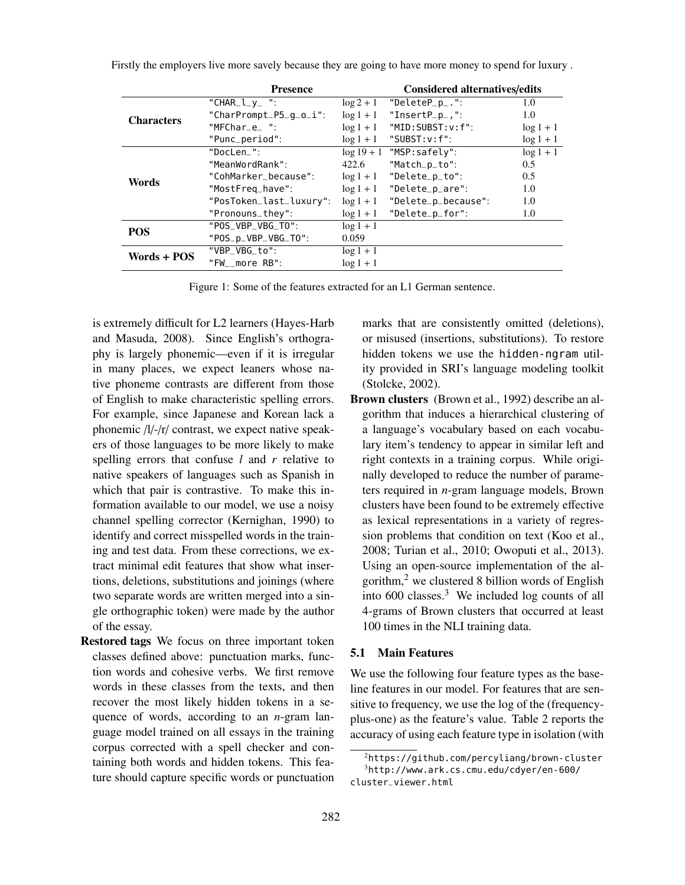Firstly the employers live more savely because they are going to have more money to spend for luxury .

| | Presence | | Considered alternatives/edits | |
|---|---|---|---|---|
| **Characters** | "CHAR_l_y_ ": | $\log 2 + 1$ | "DeleteP_p_.": | 1.0 |
| | "CharPrompt_P5_g_o_i": | $\log 1 + 1$ | "InsertP_p_,": | 1.0 |
| | "MFChar_e_ ": | $\log 1 + 1$ | "MID:SUBST:v:f": | $\log 1 + 1$ |
| | "Punc_period": | $\log 1 + 1$ | "SUBST:v:f": | $\log 1 + 1$ |
| **Words** | "DocLen_": | $\log 19 + 1$ | "MSP:safely": | $\log 1 + 1$ |
| | "MeanWordRank": | 422.6 | "Match_p_to": | 0.5 |
| | "CohMarker_because": | $\log 1 + 1$ | "Delete_p_to": | 0.5 |
| | "MostFreq_have": | $\log 1 + 1$ | "Delete_p_are": | 1.0 |
| | "PosToken_last_luxury": | $\log 1 + 1$ | "Delete_p_because": | 1.0 |
| | "Pronouns_they": | $\log 1 + 1$ | "Delete_p_for": | 1.0 |
| **POS** | "POS_VBP_VBG_TO": | $\log 1 + 1$ | | |
| | "POS_p_VBP_VBG_TO": | 0.059 | | |
| **Words + POS** | "VBP_VBG_to": | $\log 1 + 1$ | | |
| | "FW__more RB": | $\log 1 + 1$ | | |

Figure 1: Some of the features extracted for an L1 German sentence.

is extremely difficult for L2 learners (Hayes-Harb and Masuda, 2008). Since English's orthography is largely phonemic—even if it is irregular in many places, we expect leaners whose native phoneme contrasts are different from those of English to make characteristic spelling errors. For example, since Japanese and Korean lack a phonemic /l/-/r/ contrast, we expect native speakers of those languages to be more likely to make spelling errors that confuse *l* and *r* relative to native speakers of languages such as Spanish in which that pair is contrastive. To make this information available to our model, we use a noisy channel spelling corrector (Kernighan, 1990) to identify and correct misspelled words in the training and test data. From these corrections, we extract minimal edit features that show what insertions, deletions, substitutions and joinings (where two separate words are written merged into a single orthographic token) were made by the author of the essay.

**Restored tags** We focus on three important token classes defined above: punctuation marks, function words and cohesive verbs. We first remove words in these classes from the texts, and then recover the most likely hidden tokens in a sequence of words, according to an *n*-gram language model trained on all essays in the training corpus corrected with a spell checker and containing both words and hidden tokens. This feature should capture specific words or punctuation marks that are consistently omitted (deletions), or misused (insertions, substitutions). To restore hidden tokens we use the `hidden-ngram` utility provided in SRI's language modeling toolkit (Stolcke, 2002).

**Brown clusters** (Brown et al., 1992) describe an algorithm that induces a hierarchical clustering of a language's vocabulary based on each vocabulary item's tendency to appear in similar left and right contexts in a training corpus. While originally developed to reduce the number of parameters required in *n*-gram language models, Brown clusters have been found to be extremely effective as lexical representations in a variety of regression problems that condition on text (Koo et al., 2008; Turian et al., 2010; Owoputi et al., 2013). Using an open-source implementation of the algorithm,[2] we clustered 8 billion words of English into 600 classes.[3] We included log counts of all 4-grams of Brown clusters that occurred at least 100 times in the NLI training data.

### 5.1 Main Features

We use the following four feature types as the baseline features in our model. For features that are sensitive to frequency, we use the log of the (frequency-plus-one) as the feature's value. Table 2 reports the accuracy of using each feature type in isolation (with

[2] https://github.com/percyliang/brown-cluster

[3] http://www.ark.cs.cmu.edu/cdyer/en-600/cluster_viewer.html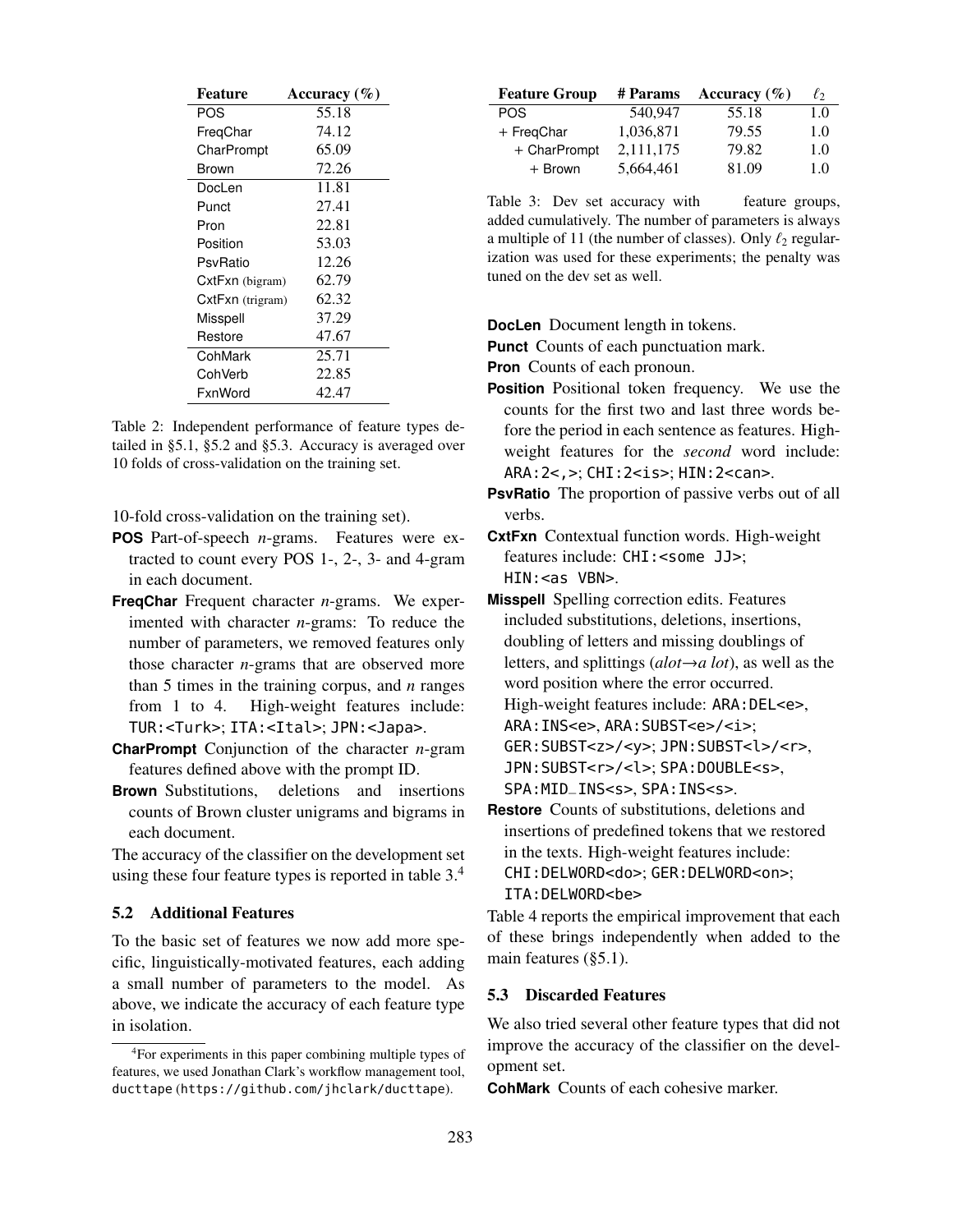| Feature | Accuracy (%) |
|---|---|
| POS | 55.18 |
| FreqChar | 74.12 |
| CharPrompt | 65.09 |
| Brown | 72.26 |
| DocLen | 11.81 |
| Punct | 27.41 |
| Pron | 22.81 |
| Position | 53.03 |
| PsvRatio | 12.26 |
| CxtFxn (bigram) | 62.79 |
| CxtFxn (trigram) | 62.32 |
| Misspell | 37.29 |
| Restore | 47.67 |
| CohMark | 25.71 |
| CohVerb | 22.85 |
| FxnWord | 42.47 |

Table 2: Independent performance of feature types detailed in §5.1, §5.2 and §5.3. Accuracy is averaged over 10 folds of cross-validation on the training set.

10-fold cross-validation on the training set).

**POS** Part-of-speech *n*-grams. Features were extracted to count every POS 1-, 2-, 3- and 4-gram in each document.

**FreqChar** Frequent character *n*-grams. We experimented with character *n*-grams: To reduce the number of parameters, we removed features only those character *n*-grams that are observed more than 5 times in the training corpus, and *n* ranges from 1 to 4. High-weight features include: TUR:<Turk>; ITA:<Ital>; JPN:<Japa>.

**CharPrompt** Conjunction of the character *n*-gram features defined above with the prompt ID.

**Brown** Substitutions, deletions and insertions counts of Brown cluster unigrams and bigrams in each document.

The accuracy of the classifier on the development set using these four feature types is reported in table 3.[4]

### 5.2 Additional Features

To the basic set of features we now add more specific, linguistically-motivated features, each adding a small number of parameters to the model. As above, we indicate the accuracy of each feature type in isolation.

[4] For experiments in this paper combining multiple types of features, we used Jonathan Clark's workflow management tool, ducttape (https://github.com/jhclark/ducttape).

| Feature Group | # Params | Accuracy (%) | $\ell_2$ |
|---|---|---|---|
| POS | 540,947 | 55.18 | 1.0 |
| + FreqChar | 1,036,871 | 79.55 | 1.0 |
| + CharPrompt | 2,111,175 | 79.82 | 1.0 |
| + Brown | 5,664,461 | 81.09 | 1.0 |

Table 3: Dev set accuracy with feature groups, added cumulatively. The number of parameters is always a multiple of 11 (the number of classes). Only $\ell_2$ regularization was used for these experiments; the penalty was tuned on the dev set as well.

**DocLen** Document length in tokens.

**Punct** Counts of each punctuation mark.

**Pron** Counts of each pronoun.

**Position** Positional token frequency. We use the counts for the first two and last three words before the period in each sentence as features. High-weight features for the *second* word include: ARA:2<,>; CHI:2<is>; HIN:2<can>.

**PsvRatio** The proportion of passive verbs out of all verbs.

**CxtFxn** Contextual function words. High-weight features include: CHI:<some JJ>; HIN:<as VBN>.

**Misspell** Spelling correction edits. Features included substitutions, deletions, insertions, doubling of letters and missing doublings of letters, and splittings (*alot*→*a lot*), as well as the word position where the error occurred. High-weight features include: ARA:DEL<e>, ARA:INS<e>, ARA:SUBST<e>/<i>; GER:SUBST<z>/<y>; JPN:SUBST<l>/<r>, JPN:SUBST<r>/<l>; SPA:DOUBLE<s>, SPA:MID_INS<s>, SPA:INS<s>.

**Restore** Counts of substitutions, deletions and insertions of predefined tokens that we restored in the texts. High-weight features include: CHI:DELWORD<do>; GER:DELWORD<on>; ITA:DELWORD<be>

Table 4 reports the empirical improvement that each of these brings independently when added to the main features (§5.1).

### 5.3 Discarded Features

We also tried several other feature types that did not improve the accuracy of the classifier on the development set.

**CohMark** Counts of each cohesive marker.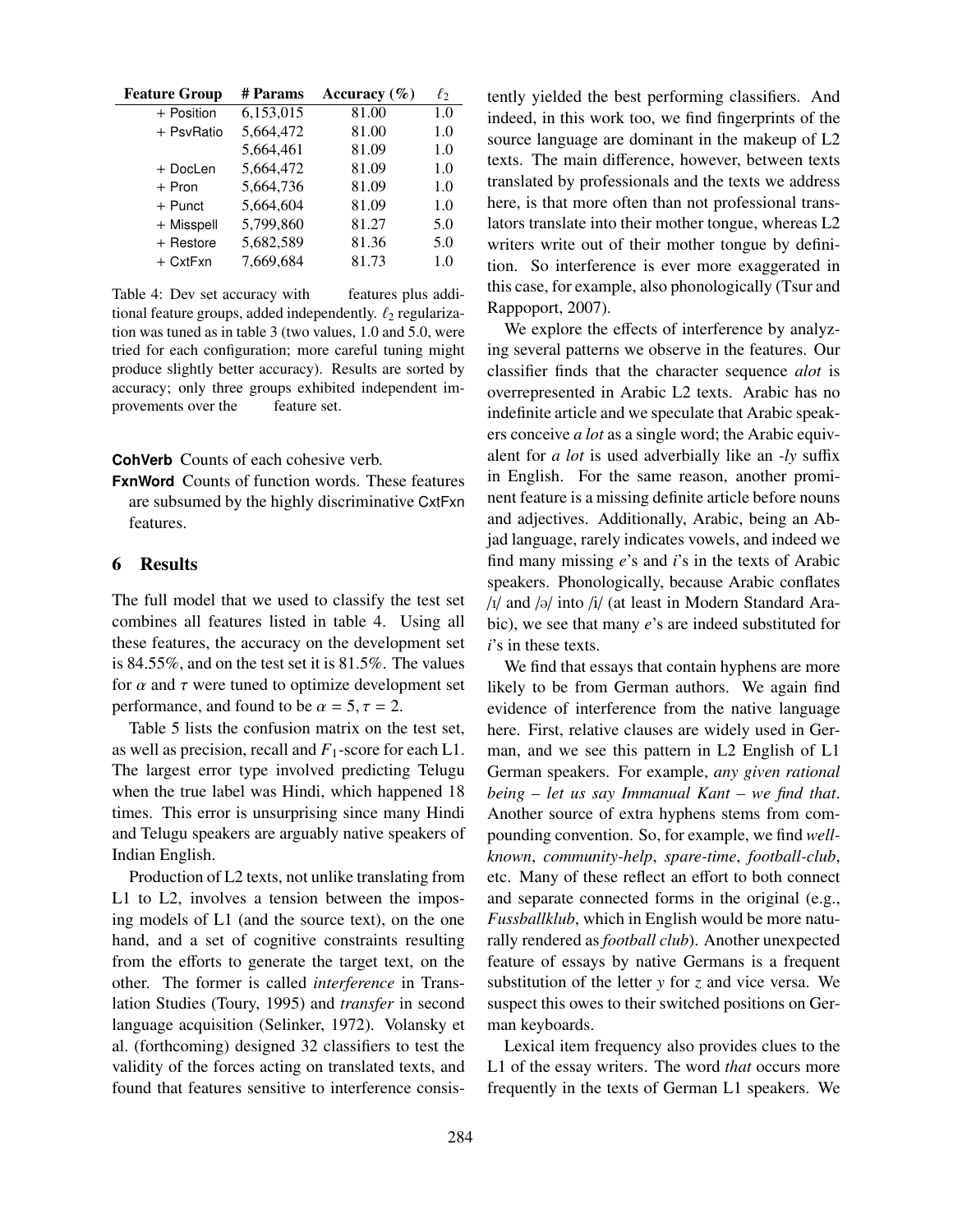| Feature Group | # Params | Accuracy (%) | $\ell_2$ |
|---|---|---|---|
| + Position | 6,153,015 | 81.00 | 1.0 |
| + PsvRatio | 5,664,472 | 81.00 | 1.0 |
| | 5,664,461 | 81.09 | 1.0 |
| + DocLen | 5,664,472 | 81.09 | 1.0 |
| + Pron | 5,664,736 | 81.09 | 1.0 |
| + Punct | 5,664,604 | 81.09 | 1.0 |
| + Misspell | 5,799,860 | 81.27 | 5.0 |
| + Restore | 5,682,589 | 81.36 | 5.0 |
| + CxtFxn | 7,669,684 | 81.73 | 1.0 |

Table 4: Dev set accuracy with features plus additional feature groups, added independently. $\ell_2$ regularization was tuned as in table 3 (two values, 1.0 and 5.0, were tried for each configuration; more careful tuning might produce slightly better accuracy). Results are sorted by accuracy; only three groups exhibited independent improvements over the feature set.

**CohVerb** Counts of each cohesive verb.

**FxnWord** Counts of function words. These features are subsumed by the highly discriminative CxtFxn features.

## 6 Results

The full model that we used to classify the test set combines all features listed in table 4. Using all these features, the accuracy on the development set is 84.55%, and on the test set it is 81.5%. The values for $\alpha$ and $\tau$ were tuned to optimize development set performance, and found to be $\alpha = 5, \tau = 2$.

Table 5 lists the confusion matrix on the test set, as well as precision, recall and $F_1$-score for each L1. The largest error type involved predicting Telugu when the true label was Hindi, which happened 18 times. This error is unsurprising since many Hindi and Telugu speakers are arguably native speakers of Indian English.

Production of L2 texts, not unlike translating from L1 to L2, involves a tension between the imposing models of L1 (and the source text), on the one hand, and a set of cognitive constraints resulting from the efforts to generate the target text, on the other. The former is called *interference* in Translation Studies (Toury, 1995) and *transfer* in second language acquisition (Selinker, 1972). Volansky et al. (forthcoming) designed 32 classifiers to test the validity of the forces acting on translated texts, and found that features sensitive to interference consistently yielded the best performing classifiers. And indeed, in this work too, we find fingerprints of the source language are dominant in the makeup of L2 texts. The main difference, however, between texts translated by professionals and the texts we address here, is that more often than not professional translators translate into their mother tongue, whereas L2 writers write out of their mother tongue by definition. So interference is ever more exaggerated in this case, for example, also phonologically (Tsur and Rappoport, 2007).

We explore the effects of interference by analyzing several patterns we observe in the features. Our classifier finds that the character sequence *alot* is overrepresented in Arabic L2 texts. Arabic has no indefinite article and we speculate that Arabic speakers conceive *a lot* as a single word; the Arabic equivalent for *a lot* is used adverbially like an *-ly* suffix in English. For the same reason, another prominent feature is a missing definite article before nouns and adjectives. Additionally, Arabic, being an Abjad language, rarely indicates vowels, and indeed we find many missing *e*'s and *i*'s in the texts of Arabic speakers. Phonologically, because Arabic conflates /ɪ/ and /ə/ into /i/ (at least in Modern Standard Arabic), we see that many *e*'s are indeed substituted for *i*'s in these texts.

We find that essays that contain hyphens are more likely to be from German authors. We again find evidence of interference from the native language here. First, relative clauses are widely used in German, and we see this pattern in L2 English of L1 German speakers. For example, *any given rational being – let us say Immanual Kant – we find that*. Another source of extra hyphens stems from compounding convention. So, for example, we find *well-known*, *community-help*, *spare-time*, *football-club*, etc. Many of these reflect an effort to both connect and separate connected forms in the original (e.g., *Fussballklub*, which in English would be more naturally rendered as *football club*). Another unexpected feature of essays by native Germans is a frequent substitution of the letter *y* for *z* and vice versa. We suspect this owes to their switched positions on German keyboards.

Lexical item frequency also provides clues to the L1 of the essay writers. The word *that* occurs more frequently in the texts of German L1 speakers. We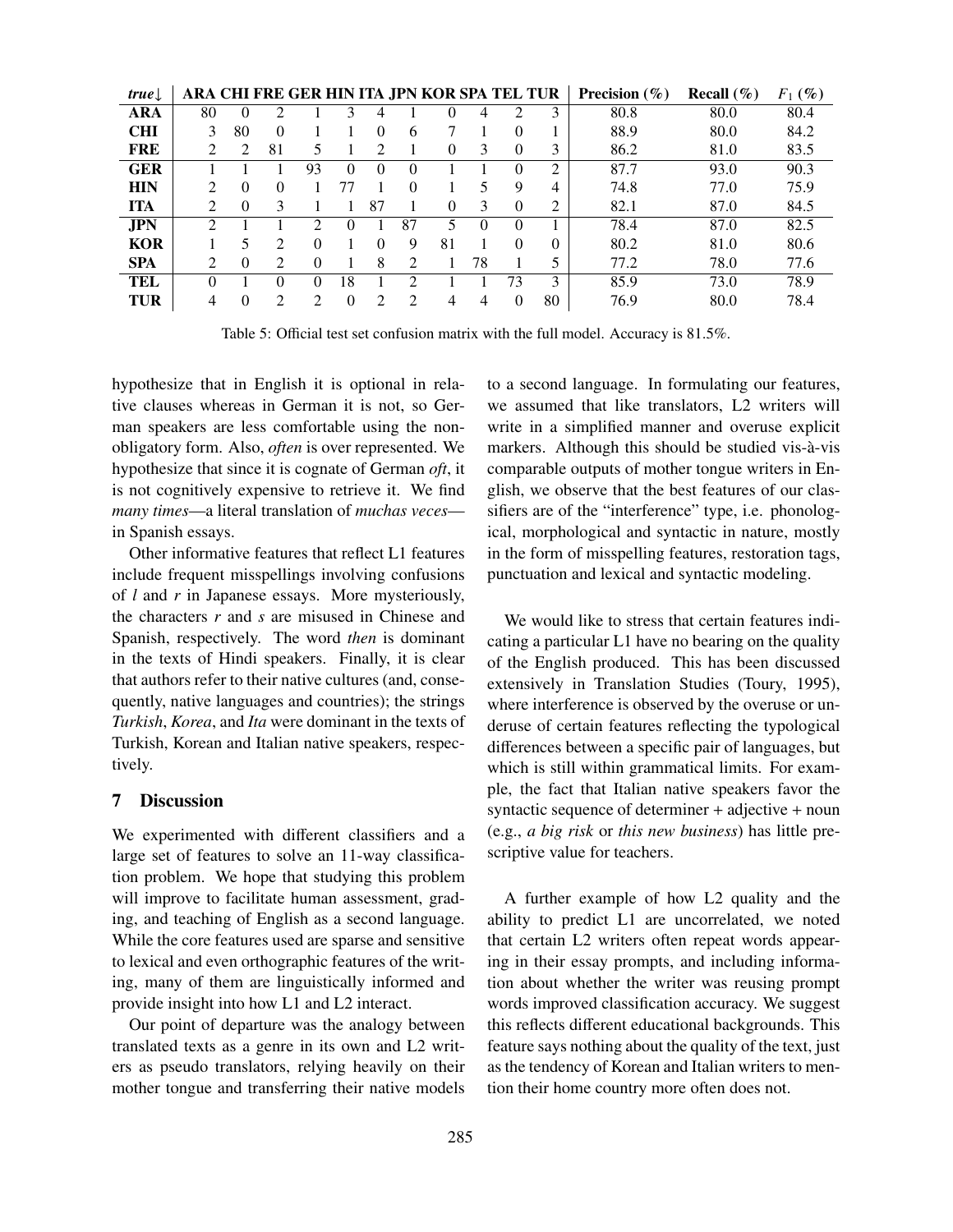| *true*↓ | ARA | CHI | FRE | GER | HIN | ITA | JPN | KOR | SPA | TEL | TUR | Precision (%) | Recall (%) | $F_1$ (%) |
|---|---|---|---|---|---|---|---|---|---|---|---|---|---|---|
| **ARA** | 80 | 0 | 2 | 1 | 3 | 4 | 1 | 0 | 4 | 2 | 3 | 80.8 | 80.0 | 80.4 |
| **CHI** | 3 | 80 | 0 | 1 | 1 | 0 | 6 | 7 | 1 | 0 | 1 | 88.9 | 80.0 | 84.2 |
| **FRE** | 2 | 2 | 81 | 5 | 1 | 2 | 1 | 0 | 3 | 0 | 3 | 86.2 | 81.0 | 83.5 |
| **GER** | 1 | 1 | 1 | 93 | 0 | 0 | 0 | 1 | 1 | 0 | 2 | 87.7 | 93.0 | 90.3 |
| **HIN** | 2 | 0 | 0 | 1 | 77 | 1 | 0 | 1 | 5 | 9 | 4 | 74.8 | 77.0 | 75.9 |
| **ITA** | 2 | 0 | 3 | 1 | 1 | 87 | 1 | 0 | 3 | 0 | 2 | 82.1 | 87.0 | 84.5 |
| **JPN** | 2 | 1 | 1 | 2 | 0 | 1 | 87 | 5 | 0 | 0 | 1 | 78.4 | 87.0 | 82.5 |
| **KOR** | 1 | 5 | 2 | 0 | 1 | 0 | 9 | 81 | 1 | 0 | 0 | 80.2 | 81.0 | 80.6 |
| **SPA** | 2 | 0 | 2 | 0 | 1 | 8 | 2 | 1 | 78 | 1 | 5 | 77.2 | 78.0 | 77.6 |
| **TEL** | 0 | 1 | 0 | 0 | 18 | 1 | 2 | 1 | 1 | 73 | 3 | 85.9 | 73.0 | 78.9 |
| **TUR** | 4 | 0 | 2 | 2 | 0 | 2 | 2 | 4 | 4 | 0 | 80 | 76.9 | 80.0 | 78.4 |

Table 5: Official test set confusion matrix with the full model. Accuracy is 81.5%.

hypothesize that in English it is optional in relative clauses whereas in German it is not, so German speakers are less comfortable using the non-obligatory form. Also, *often* is over represented. We hypothesize that since it is cognate of German *oft*, it is not cognitively expensive to retrieve it. We find *many times*—a literal translation of *muchas veces*—in Spanish essays.

Other informative features that reflect L1 features include frequent misspellings involving confusions of *l* and *r* in Japanese essays. More mysteriously, the characters *r* and *s* are misused in Chinese and Spanish, respectively. The word *then* is dominant in the texts of Hindi speakers. Finally, it is clear that authors refer to their native cultures (and, consequently, native languages and countries); the strings *Turkish*, *Korea*, and *Ita* were dominant in the texts of Turkish, Korean and Italian native speakers, respectively.

## 7 Discussion

We experimented with different classifiers and a large set of features to solve an 11-way classification problem. We hope that studying this problem will improve to facilitate human assessment, grading, and teaching of English as a second language. While the core features used are sparse and sensitive to lexical and even orthographic features of the writing, many of them are linguistically informed and provide insight into how L1 and L2 interact.

Our point of departure was the analogy between translated texts as a genre in its own and L2 writers as pseudo translators, relying heavily on their mother tongue and transferring their native models to a second language. In formulating our features, we assumed that like translators, L2 writers will write in a simplified manner and overuse explicit markers. Although this should be studied vis-à-vis comparable outputs of mother tongue writers in English, we observe that the best features of our classifiers are of the "interference" type, i.e. phonological, morphological and syntactic in nature, mostly in the form of misspelling features, restoration tags, punctuation and lexical and syntactic modeling.

We would like to stress that certain features indicating a particular L1 have no bearing on the quality of the English produced. This has been discussed extensively in Translation Studies (Toury, 1995), where interference is observed by the overuse or underuse of certain features reflecting the typological differences between a specific pair of languages, but which is still within grammatical limits. For example, the fact that Italian native speakers favor the syntactic sequence of determiner + adjective + noun (e.g., *a big risk* or *this new business*) has little prescriptive value for teachers.

A further example of how L2 quality and the ability to predict L1 are uncorrelated, we noted that certain L2 writers often repeat words appearing in their essay prompts, and including information about whether the writer was reusing prompt words improved classification accuracy. We suggest this reflects different educational backgrounds. This feature says nothing about the quality of the text, just as the tendency of Korean and Italian writers to mention their home country more often does not.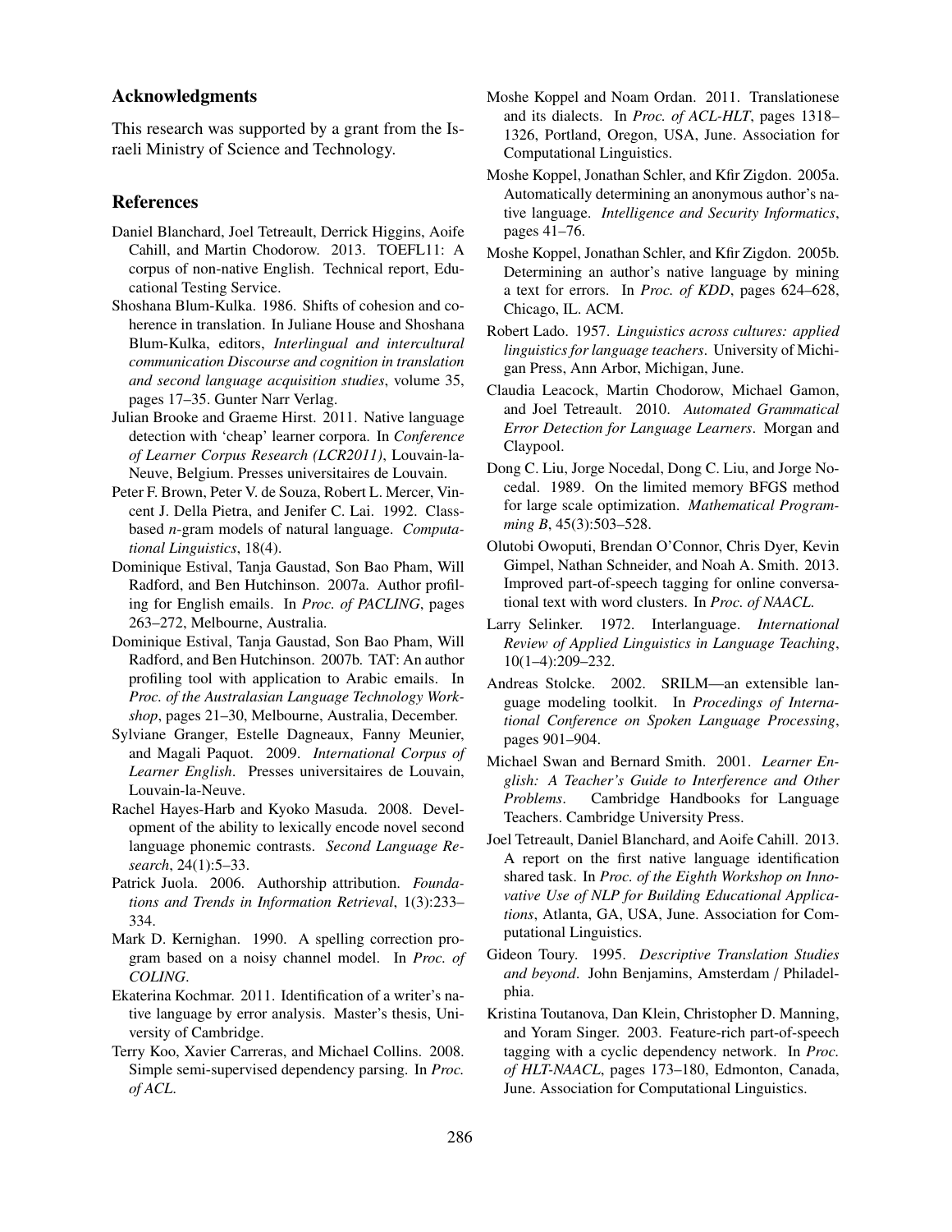## Acknowledgments

This research was supported by a grant from the Israeli Ministry of Science and Technology.

## References

Daniel Blanchard, Joel Tetreault, Derrick Higgins, Aoife Cahill, and Martin Chodorow. 2013. TOEFL11: A corpus of non-native English. Technical report, Educational Testing Service.

Shoshana Blum-Kulka. 1986. Shifts of cohesion and coherence in translation. In Juliane House and Shoshana Blum-Kulka, editors, *Interlingual and intercultural communication Discourse and cognition in translation and second language acquisition studies*, volume 35, pages 17–35. Gunter Narr Verlag.

Julian Brooke and Graeme Hirst. 2011. Native language detection with 'cheap' learner corpora. In *Conference of Learner Corpus Research (LCR2011)*, Louvain-la-Neuve, Belgium. Presses universitaires de Louvain.

Peter F. Brown, Peter V. de Souza, Robert L. Mercer, Vincent J. Della Pietra, and Jenifer C. Lai. 1992. Class-based *n*-gram models of natural language. *Computational Linguistics*, 18(4).

Dominique Estival, Tanja Gaustad, Son Bao Pham, Will Radford, and Ben Hutchinson. 2007a. Author profiling for English emails. In *Proc. of PACLING*, pages 263–272, Melbourne, Australia.

Dominique Estival, Tanja Gaustad, Son Bao Pham, Will Radford, and Ben Hutchinson. 2007b. TAT: An author profiling tool with application to Arabic emails. In *Proc. of the Australasian Language Technology Workshop*, pages 21–30, Melbourne, Australia, December.

Sylviane Granger, Estelle Dagneaux, Fanny Meunier, and Magali Paquot. 2009. *International Corpus of Learner English*. Presses universitaires de Louvain, Louvain-la-Neuve.

Rachel Hayes-Harb and Kyoko Masuda. 2008. Development of the ability to lexically encode novel second language phonemic contrasts. *Second Language Research*, 24(1):5–33.

Patrick Juola. 2006. Authorship attribution. *Foundations and Trends in Information Retrieval*, 1(3):233–334.

Mark D. Kernighan. 1990. A spelling correction program based on a noisy channel model. In *Proc. of COLING*.

Ekaterina Kochmar. 2011. Identification of a writer's native language by error analysis. Master's thesis, University of Cambridge.

Terry Koo, Xavier Carreras, and Michael Collins. 2008. Simple semi-supervised dependency parsing. In *Proc. of ACL*.

Moshe Koppel and Noam Ordan. 2011. Translationese and its dialects. In *Proc. of ACL-HLT*, pages 1318–1326, Portland, Oregon, USA, June. Association for Computational Linguistics.

Moshe Koppel, Jonathan Schler, and Kfir Zigdon. 2005a. Automatically determining an anonymous author's native language. *Intelligence and Security Informatics*, pages 41–76.

Moshe Koppel, Jonathan Schler, and Kfir Zigdon. 2005b. Determining an author's native language by mining a text for errors. In *Proc. of KDD*, pages 624–628, Chicago, IL. ACM.

Robert Lado. 1957. *Linguistics across cultures: applied linguistics for language teachers*. University of Michigan Press, Ann Arbor, Michigan, June.

Claudia Leacock, Martin Chodorow, Michael Gamon, and Joel Tetreault. 2010. *Automated Grammatical Error Detection for Language Learners*. Morgan and Claypool.

Dong C. Liu, Jorge Nocedal, Dong C. Liu, and Jorge Nocedal. 1989. On the limited memory BFGS method for large scale optimization. *Mathematical Programming B*, 45(3):503–528.

Olutobi Owoputi, Brendan O'Connor, Chris Dyer, Kevin Gimpel, Nathan Schneider, and Noah A. Smith. 2013. Improved part-of-speech tagging for online conversational text with word clusters. In *Proc. of NAACL*.

Larry Selinker. 1972. Interlanguage. *International Review of Applied Linguistics in Language Teaching*, 10(1–4):209–232.

Andreas Stolcke. 2002. SRILM—an extensible language modeling toolkit. In *Procedings of International Conference on Spoken Language Processing*, pages 901–904.

Michael Swan and Bernard Smith. 2001. *Learner English: A Teacher's Guide to Interference and Other Problems*. Cambridge Handbooks for Language Teachers. Cambridge University Press.

Joel Tetreault, Daniel Blanchard, and Aoife Cahill. 2013. A report on the first native language identification shared task. In *Proc. of the Eighth Workshop on Innovative Use of NLP for Building Educational Applications*, Atlanta, GA, USA, June. Association for Computational Linguistics.

Gideon Toury. 1995. *Descriptive Translation Studies and beyond*. John Benjamins, Amsterdam / Philadelphia.

Kristina Toutanova, Dan Klein, Christopher D. Manning, and Yoram Singer. 2003. Feature-rich part-of-speech tagging with a cyclic dependency network. In *Proc. of HLT-NAACL*, pages 173–180, Edmonton, Canada, June. Association for Computational Linguistics.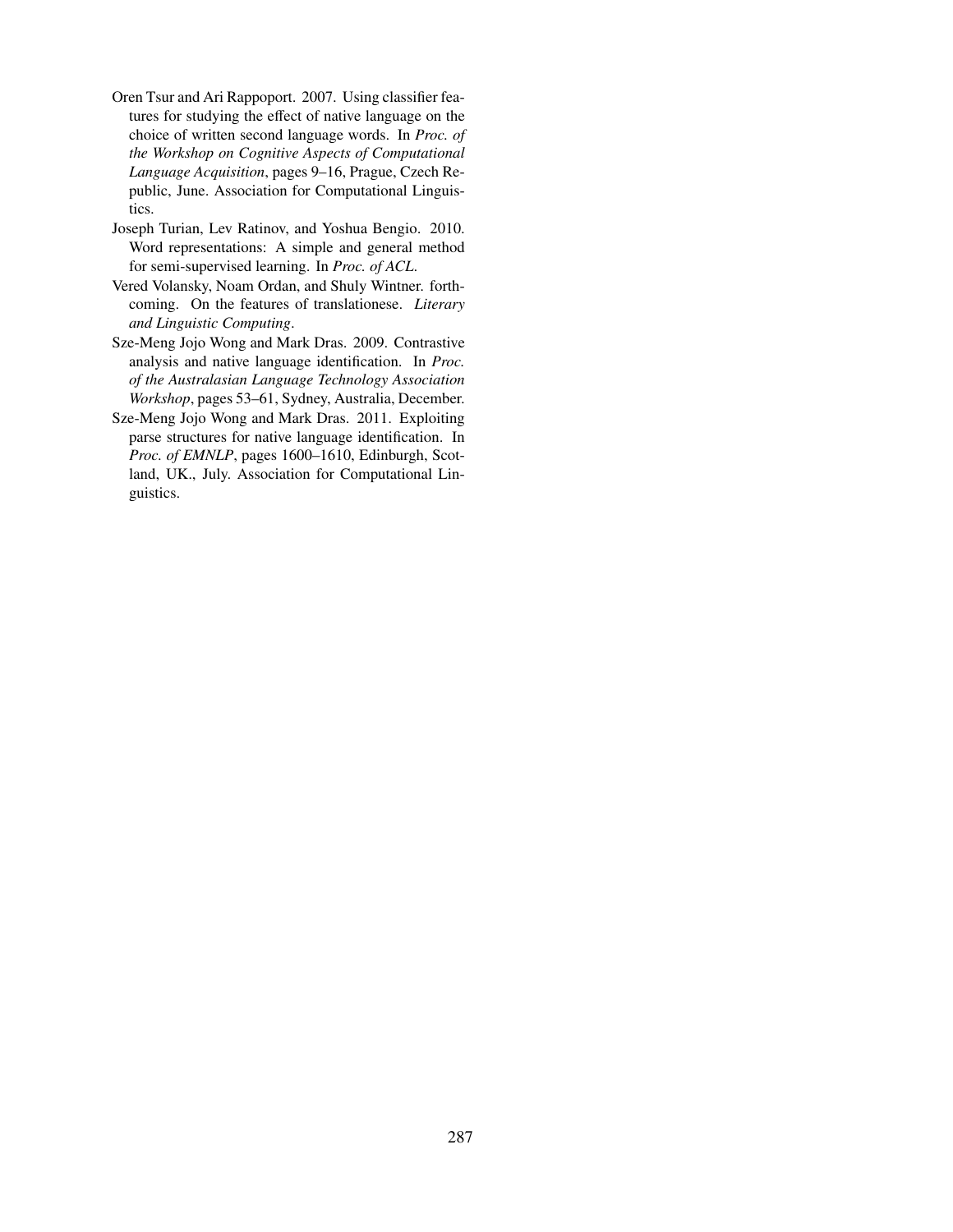Oren Tsur and Ari Rappoport. 2007. Using classifier features for studying the effect of native language on the choice of written second language words. In *Proc. of the Workshop on Cognitive Aspects of Computational Language Acquisition*, pages 9–16, Prague, Czech Republic, June. Association for Computational Linguistics.

Joseph Turian, Lev Ratinov, and Yoshua Bengio. 2010. Word representations: A simple and general method for semi-supervised learning. In *Proc. of ACL*.

Vered Volansky, Noam Ordan, and Shuly Wintner. forthcoming. On the features of translationese. *Literary and Linguistic Computing*.

Sze-Meng Jojo Wong and Mark Dras. 2009. Contrastive analysis and native language identification. In *Proc. of the Australasian Language Technology Association Workshop*, pages 53–61, Sydney, Australia, December.

Sze-Meng Jojo Wong and Mark Dras. 2011. Exploiting parse structures for native language identification. In *Proc. of EMNLP*, pages 1600–1610, Edinburgh, Scotland, UK., July. Association for Computational Linguistics.